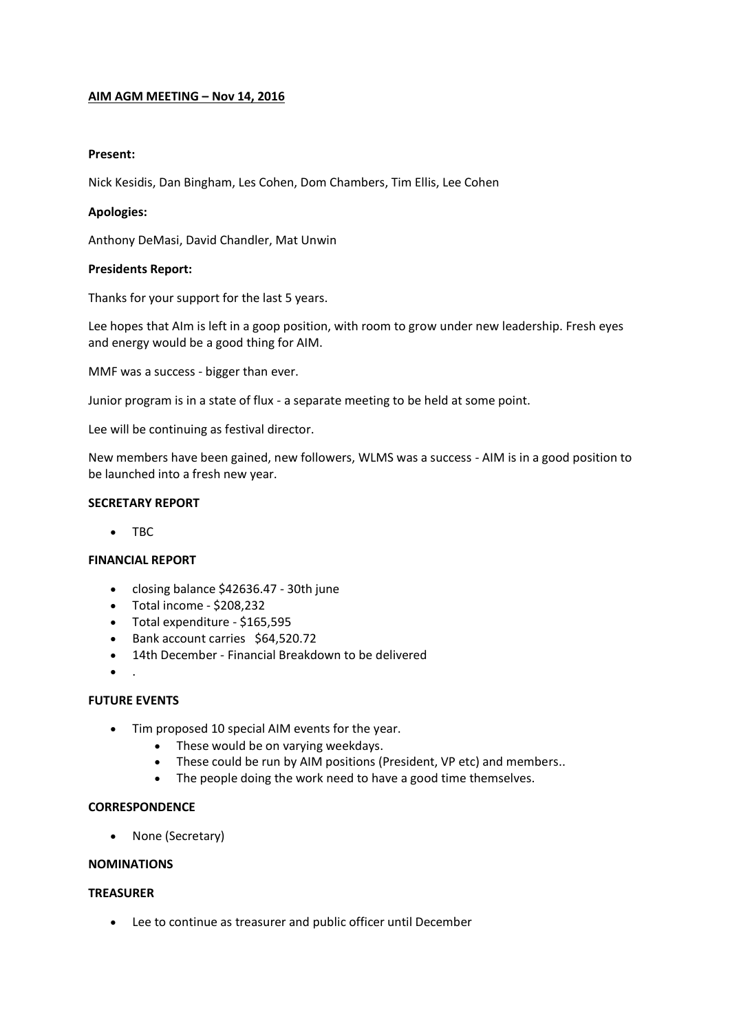**AIM AGM MEETING – Nov 14, 2016**

**Present:**

Nick Kesidis, Dan Bingham, Les Cohen, Dom Chambers, Tim Ellis, Lee Cohen

**Apologies:**

Anthony DeMasi, David Chandler, Mat Unwin

**Presidents Report:**

Thanks for your support for the last 5 years.

Lee hopes that AIm is left in a goop position, with room to grow under new leadership. Fresh eyes and energy would be a good thing for AIM.

MMF was a success - bigger than ever.

Junior program is in a state of flux - a separate meeting to be held at some point.

Lee will be continuing as festival director.

New members have been gained, new followers, WLMS was a success - AIM is in a good position to be launched into a fresh new year.

**SECRETARY REPORT**

- TBC

**FINANCIAL REPORT**

- closing balance $42636.47 - 30th june
- Total income - $208,232
- Total expenditure - $165,595
- Bank account carries $64,520.72
- 14th December - Financial Breakdown to be delivered
- .

**FUTURE EVENTS**

- Tim proposed 10 special AIM events for the year.
  - These would be on varying weekdays.
  - These could be run by AIM positions (President, VP etc) and members..
  - The people doing the work need to have a good time themselves.

**CORRESPONDENCE**

- None (Secretary)

**NOMINATIONS**

**TREASURER**

- Lee to continue as treasurer and public officer until December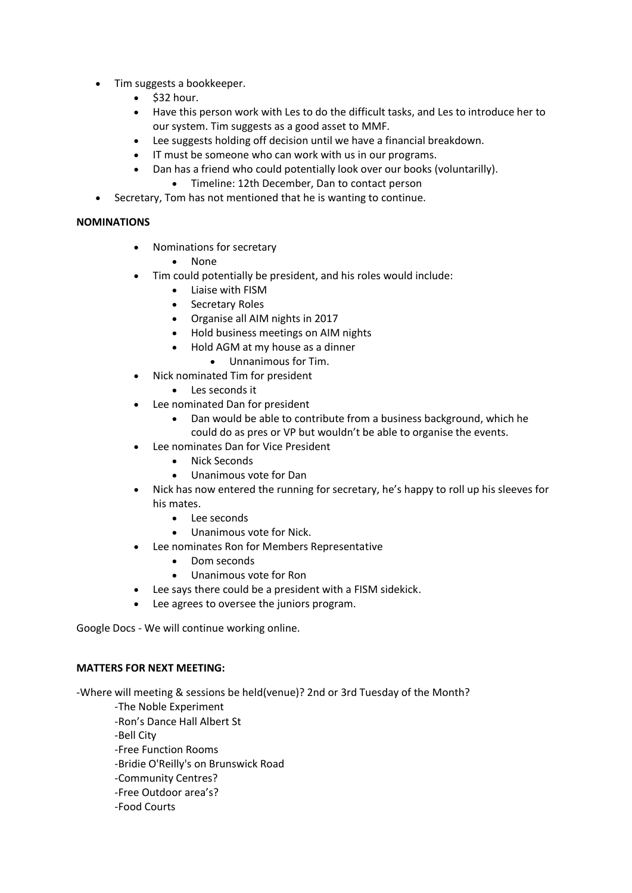- Tim suggests a bookkeeper.
    - $32 hour.
    - Have this person work with Les to do the difficult tasks, and Les to introduce her to our system. Tim suggests as a good asset to MMF.
    - Lee suggests holding off decision until we have a financial breakdown.
    - IT must be someone who can work with us in our programs.
    - Dan has a friend who could potentially look over our books (voluntarilly).
        - Timeline: 12th December, Dan to contact person
- Secretary, Tom has not mentioned that he is wanting to continue.

**NOMINATIONS**

- Nominations for secretary
    - None
- Tim could potentially be president, and his roles would include:
    - Liaise with FISM
    - Secretary Roles
    - Organise all AIM nights in 2017
    - Hold business meetings on AIM nights
    - Hold AGM at my house as a dinner
        - Unnanimous for Tim.
- Nick nominated Tim for president
    - Les seconds it
- Lee nominated Dan for president
    - Dan would be able to contribute from a business background, which he could do as pres or VP but wouldn't be able to organise the events.
- Lee nominates Dan for Vice President
    - Nick Seconds
    - Unanimous vote for Dan
- Nick has now entered the running for secretary, he's happy to roll up his sleeves for his mates.
    - Lee seconds
    - Unanimous vote for Nick.
- Lee nominates Ron for Members Representative
    - Dom seconds
    - Unanimous vote for Ron
- Lee says there could be a president with a FISM sidekick.
- Lee agrees to oversee the juniors program.

Google Docs - We will continue working online.

**MATTERS FOR NEXT MEETING:**

-Where will meeting & sessions be held(venue)? 2nd or 3rd Tuesday of the Month?

-The Noble Experiment
-Ron's Dance Hall Albert St
-Bell City
-Free Function Rooms
-Bridie O'Reilly's on Brunswick Road
-Community Centres?
-Free Outdoor area's?
-Food Courts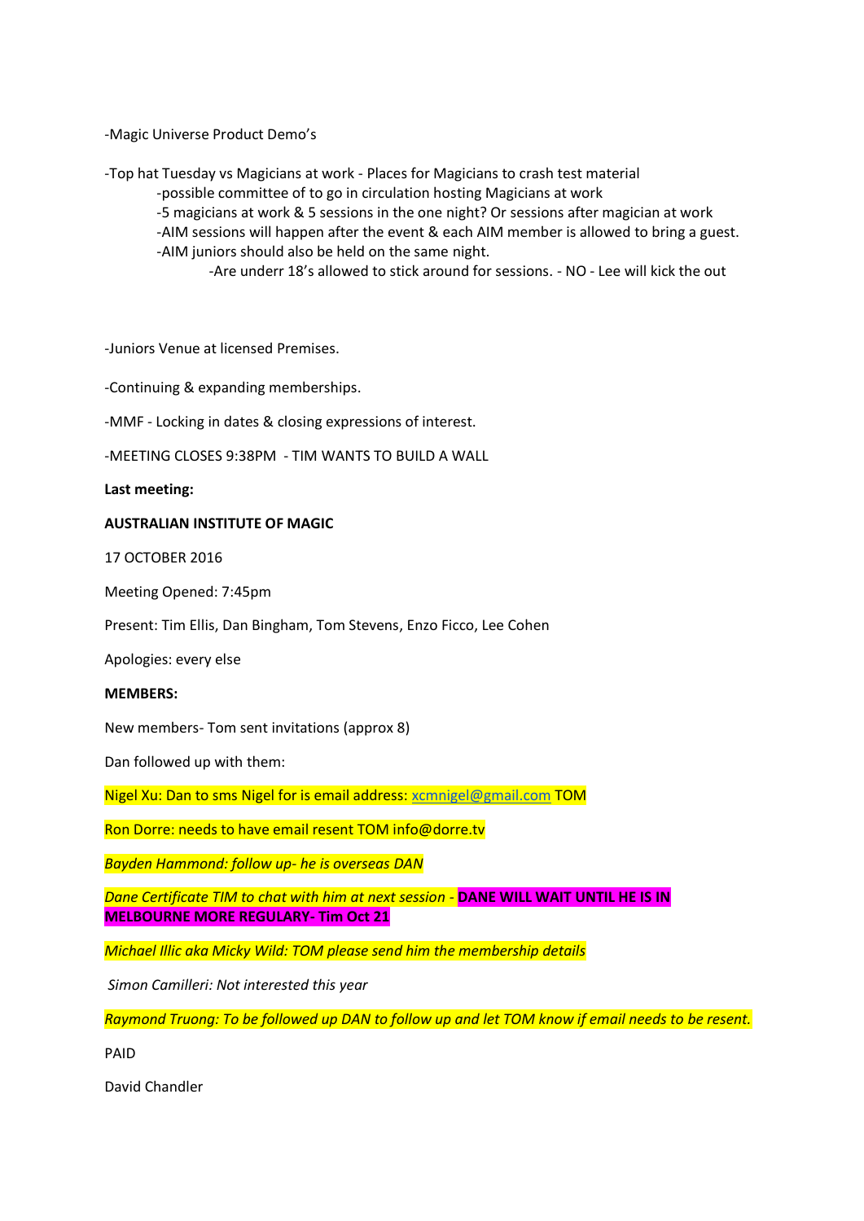-Magic Universe Product Demo's

-Top hat Tuesday vs Magicians at work - Places for Magicians to crash test material

- -possible committee of to go in circulation hosting Magicians at work
- -5 magicians at work & 5 sessions in the one night? Or sessions after magician at work
- -AIM sessions will happen after the event & each AIM member is allowed to bring a guest.
- -AIM juniors should also be held on the same night.
    - -Are underr 18's allowed to stick around for sessions. - NO - Lee will kick the out

-Juniors Venue at licensed Premises.

-Continuing & expanding memberships.

-MMF - Locking in dates & closing expressions of interest.

-MEETING CLOSES 9:38PM - TIM WANTS TO BUILD A WALL

**Last meeting:**

**AUSTRALIAN INSTITUTE OF MAGIC**

17 OCTOBER 2016

Meeting Opened: 7:45pm

Present: Tim Ellis, Dan Bingham, Tom Stevens, Enzo Ficco, Lee Cohen

Apologies: every else

**MEMBERS:**

New members- Tom sent invitations (approx 8)

Dan followed up with them:

Nigel Xu: Dan to sms Nigel for is email address: xcmnigel@gmail.com TOM

Ron Dorre: needs to have email resent TOM info@dorre.tv

*Bayden Hammond: follow up- he is overseas DAN*

*Dane Certificate TIM to chat with him at next session -* **DANE WILL WAIT UNTIL HE IS IN MELBOURNE MORE REGULARY- Tim Oct 21**

*Michael Illic aka Micky Wild: TOM please send him the membership details*

*Simon Camilleri: Not interested this year*

*Raymond Truong: To be followed up DAN to follow up and let TOM know if email needs to be resent.*

PAID

David Chandler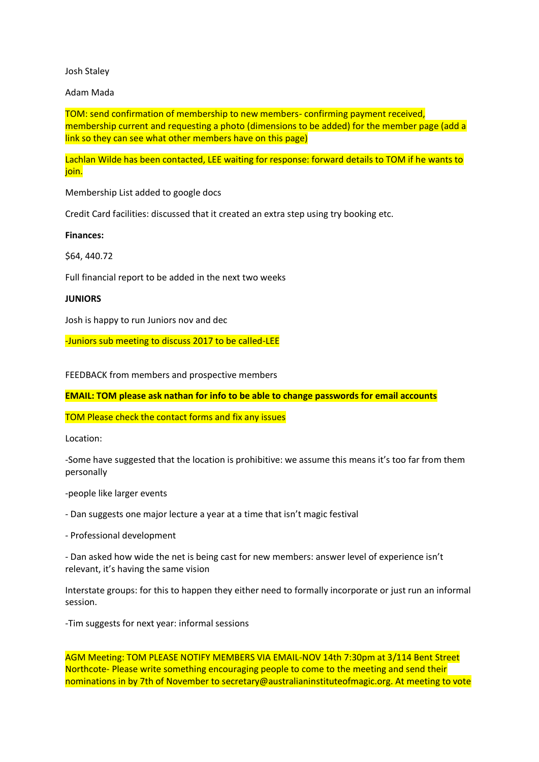Josh Staley

Adam Mada

TOM: send confirmation of membership to new members- confirming payment received, membership current and requesting a photo (dimensions to be added) for the member page (add a link so they can see what other members have on this page)

Lachlan Wilde has been contacted, LEE waiting for response: forward details to TOM if he wants to join.

Membership List added to google docs

Credit Card facilities: discussed that it created an extra step using try booking etc.

**Finances:**

$64, 440.72

Full financial report to be added in the next two weeks

**JUNIORS**

Josh is happy to run Juniors nov and dec

-Juniors sub meeting to discuss 2017 to be called-LEE

FEEDBACK from members and prospective members

**EMAIL: TOM please ask nathan for info to be able to change passwords for email accounts**

TOM Please check the contact forms and fix any issues

Location:

-Some have suggested that the location is prohibitive: we assume this means it's too far from them personally

-people like larger events

- Dan suggests one major lecture a year at a time that isn't magic festival

- Professional development

- Dan asked how wide the net is being cast for new members: answer level of experience isn't relevant, it's having the same vision

Interstate groups: for this to happen they either need to formally incorporate or just run an informal session.

-Tim suggests for next year: informal sessions

AGM Meeting: TOM PLEASE NOTIFY MEMBERS VIA EMAIL-NOV 14th 7:30pm at 3/114 Bent Street Northcote- Please write something encouraging people to come to the meeting and send their nominations in by 7th of November to secretary@australianinstituteofmagic.org. At meeting to vote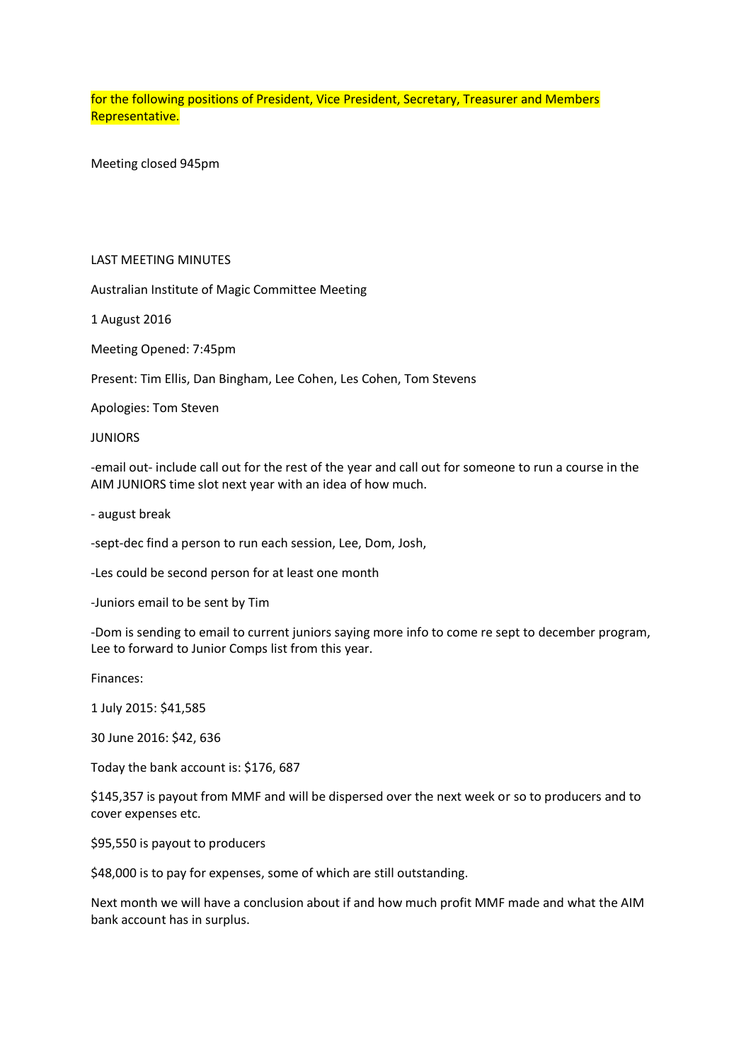for the following positions of President, Vice President, Secretary, Treasurer and Members Representative.

Meeting closed 945pm

LAST MEETING MINUTES

Australian Institute of Magic Committee Meeting

1 August 2016

Meeting Opened: 7:45pm

Present: Tim Ellis, Dan Bingham, Lee Cohen, Les Cohen, Tom Stevens

Apologies: Tom Steven

JUNIORS

-email out- include call out for the rest of the year and call out for someone to run a course in the AIM JUNIORS time slot next year with an idea of how much.

- august break

-sept-dec find a person to run each session, Lee, Dom, Josh,

-Les could be second person for at least one month

-Juniors email to be sent by Tim

-Dom is sending to email to current juniors saying more info to come re sept to december program, Lee to forward to Junior Comps list from this year.

Finances:

1 July 2015: $41,585

30 June 2016: $42, 636

Today the bank account is: $176, 687

$145,357 is payout from MMF and will be dispersed over the next week or so to producers and to cover expenses etc.

$95,550 is payout to producers

$48,000 is to pay for expenses, some of which are still outstanding.

Next month we will have a conclusion about if and how much profit MMF made and what the AIM bank account has in surplus.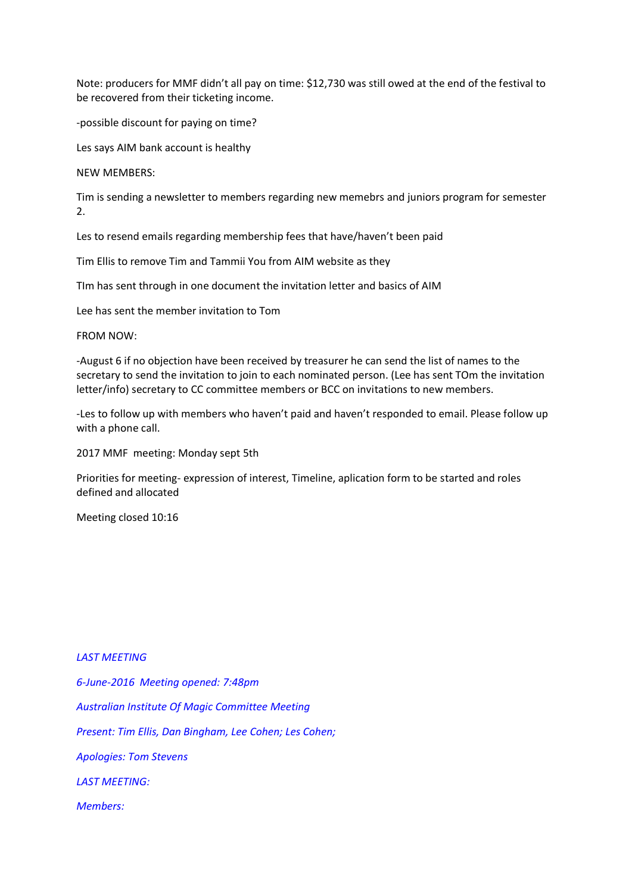Note: producers for MMF didn't all pay on time: $12,730 was still owed at the end of the festival to be recovered from their ticketing income.

-possible discount for paying on time?

Les says AIM bank account is healthy

NEW MEMBERS:

Tim is sending a newsletter to members regarding new memebrs and juniors program for semester 2.

Les to resend emails regarding membership fees that have/haven't been paid

Tim Ellis to remove Tim and Tammii You from AIM website as they

TIm has sent through in one document the invitation letter and basics of AIM

Lee has sent the member invitation to Tom

FROM NOW:

-August 6 if no objection have been received by treasurer he can send the list of names to the secretary to send the invitation to join to each nominated person. (Lee has sent TOm the invitation letter/info) secretary to CC committee members or BCC on invitations to new members.

-Les to follow up with members who haven't paid and haven't responded to email. Please follow up with a phone call.

2017 MMF meeting: Monday sept 5th

Priorities for meeting- expression of interest, Timeline, aplication form to be started and roles defined and allocated

Meeting closed 10:16

*LAST MEETING*

*6-June-2016 Meeting opened: 7:48pm*

*Australian Institute Of Magic Committee Meeting*

*Present: Tim Ellis, Dan Bingham, Lee Cohen; Les Cohen;*

*Apologies: Tom Stevens*

*LAST MEETING:*

*Members:*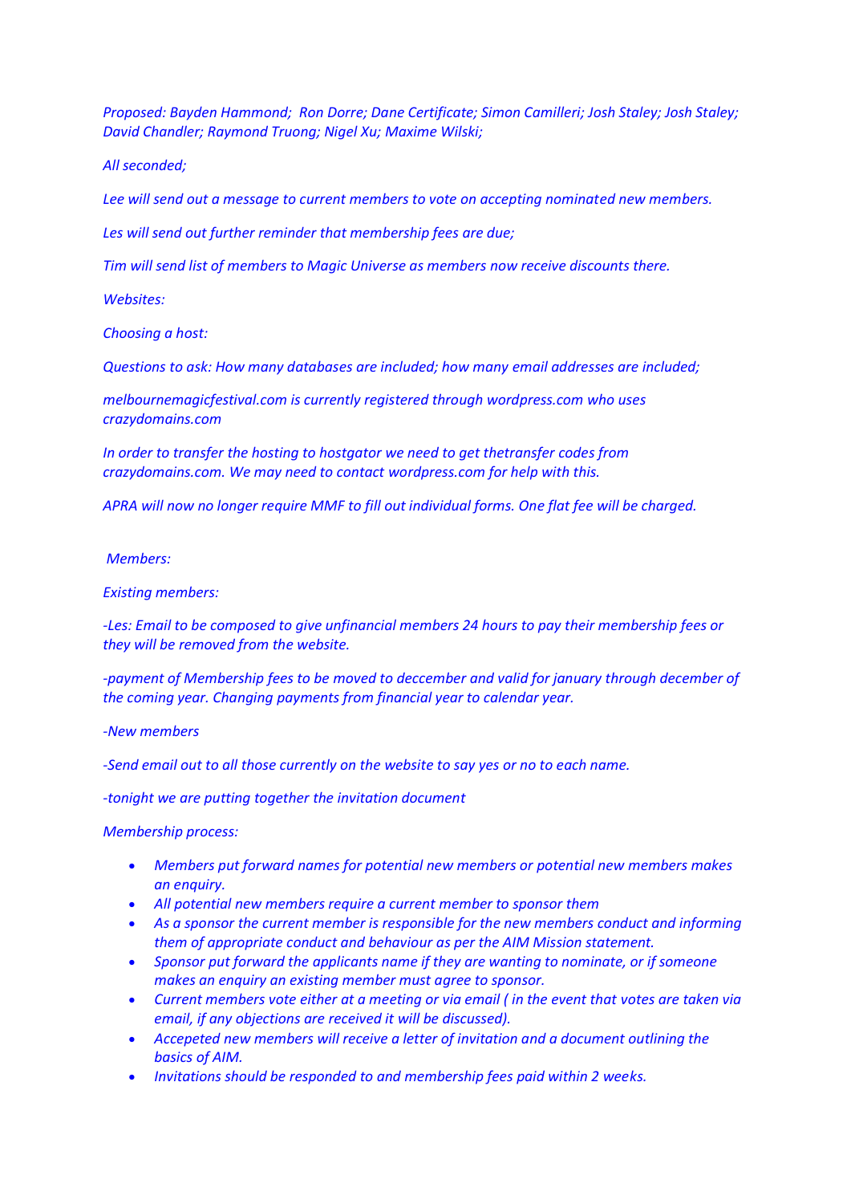*Proposed: Bayden Hammond; Ron Dorre; Dane Certificate; Simon Camilleri; Josh Staley; Josh Staley; David Chandler; Raymond Truong; Nigel Xu; Maxime Wilski;*

*All seconded;*

*Lee will send out a message to current members to vote on accepting nominated new members.*

*Les will send out further reminder that membership fees are due;*

*Tim will send list of members to Magic Universe as members now receive discounts there.*

*Websites:*

*Choosing a host:*

*Questions to ask: How many databases are included; how many email addresses are included;*

*melbournemagicfestival.com is currently registered through wordpress.com who uses crazydomains.com*

*In order to transfer the hosting to hostgator we need to get thetransfer codes from crazydomains.com. We may need to contact wordpress.com for help with this.*

*APRA will now no longer require MMF to fill out individual forms. One flat fee will be charged.*

*Members:*

*Existing members:*

*-Les: Email to be composed to give unfinancial members 24 hours to pay their membership fees or they will be removed from the website.*

*-payment of Membership fees to be moved to deccember and valid for january through december of the coming year. Changing payments from financial year to calendar year.*

*-New members*

*-Send email out to all those currently on the website to say yes or no to each name.*

*-tonight we are putting together the invitation document*

*Membership process:*

- *Members put forward names for potential new members or potential new members makes an enquiry.*
- *All potential new members require a current member to sponsor them*
- *As a sponsor the current member is responsible for the new members conduct and informing them of appropriate conduct and behaviour as per the AIM Mission statement.*
- *Sponsor put forward the applicants name if they are wanting to nominate, or if someone makes an enquiry an existing member must agree to sponsor.*
- *Current members vote either at a meeting or via email ( in the event that votes are taken via email, if any objections are received it will be discussed).*
- *Accepeted new members will receive a letter of invitation and a document outlining the basics of AIM.*
- *Invitations should be responded to and membership fees paid within 2 weeks.*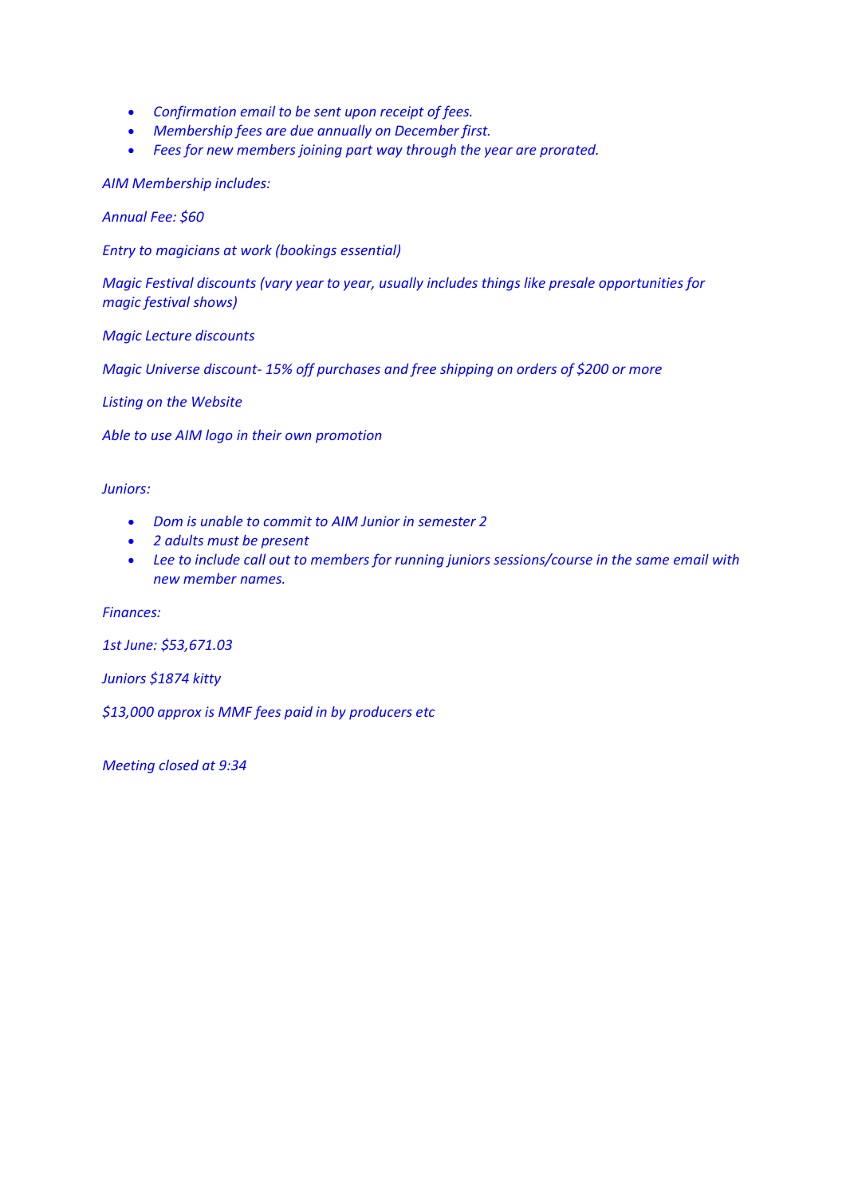- *Confirmation email to be sent upon receipt of fees.*
- *Membership fees are due annually on December first.*
- *Fees for new members joining part way through the year are prorated.*

*AIM Membership includes:*

*Annual Fee: $60*

*Entry to magicians at work (bookings essential)*

*Magic Festival discounts (vary year to year, usually includes things like presale opportunities for magic festival shows)*

*Magic Lecture discounts*

*Magic Universe discount- 15% off purchases and free shipping on orders of $200 or more*

*Listing on the Website*

*Able to use AIM logo in their own promotion*

*Juniors:*

- *Dom is unable to commit to AIM Junior in semester 2*
- *2 adults must be present*
- *Lee to include call out to members for running juniors sessions/course in the same email with new member names.*

*Finances:*

*1st June: $53,671.03*

*Juniors $1874 kitty*

*$13,000 approx is MMF fees paid in by producers etc*

*Meeting closed at 9:34*